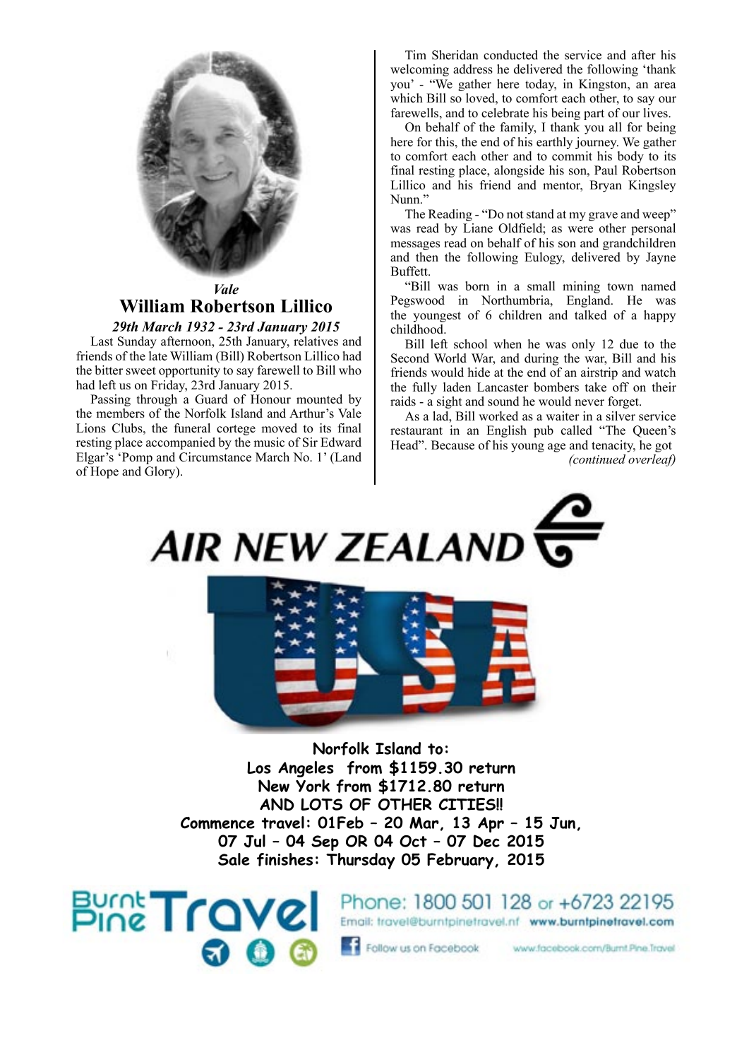*Vale*

## William Robertson Lillico

*29th March 1932 - 23rd January 2015*

Last Sunday afternoon, 25th January, relatives and friends of the late William (Bill) Robertson Lillico had the bitter sweet opportunity to say farewell to Bill who had left us on Friday, 23rd January 2015.

Passing through a Guard of Honour mounted by the members of the Norfolk Island and Arthur's Vale Lions Clubs, the funeral cortege moved to its final resting place accompanied by the music of Sir Edward Elgar's 'Pomp and Circumstance March No. 1' (Land of Hope and Glory).

Tim Sheridan conducted the service and after his welcoming address he delivered the following 'thank you' - "We gather here today, in Kingston, an area which Bill so loved, to comfort each other, to say our farewells, and to celebrate his being part of our lives.

On behalf of the family, I thank you all for being here for this, the end of his earthly journey. We gather to comfort each other and to commit his body to its final resting place, alongside his son, Paul Robertson Lillico and his friend and mentor, Bryan Kingsley Nunn."

The Reading - "Do not stand at my grave and weep" was read by Liane Oldfield; as were other personal messages read on behalf of his son and grandchildren and then the following Eulogy, delivered by Jayne Buffett.

"Bill was born in a small mining town named Pegswood in Northumbria, England. He was the youngest of 6 children and talked of a happy childhood.

Bill left school when he was only 12 due to the Second World War, and during the war, Bill and his friends would hide at the end of an airstrip and watch the fully laden Lancaster bombers take off on their raids - a sight and sound he would never forget.

As a lad, Bill worked as a waiter in a silver service restaurant in an English pub called "The Queen's Head". Because of his young age and tenacity, he got

*(continued overleaf)*

**AIR NEW ZEALAND**

**USA**

**Norfolk Island to:**
**Los Angeles from $1159.30 return**
**New York from $1712.80 return**
**AND LOTS OF OTHER CITIES!!**
**Commence travel: 01Feb – 20 Mar, 13 Apr – 15 Jun, 07 Jul – 04 Sep OR 04 Oct – 07 Dec 2015**
**Sale finishes: Thursday 05 February, 2015**

**Burnt Pine Travel**

Phone: 1800 501 128 or +6723 22195
Email: travel@burntpinetravel.nf www.burntpinetravel.com
Follow us on Facebook www.facebook.com/Burnt.Pine.Travel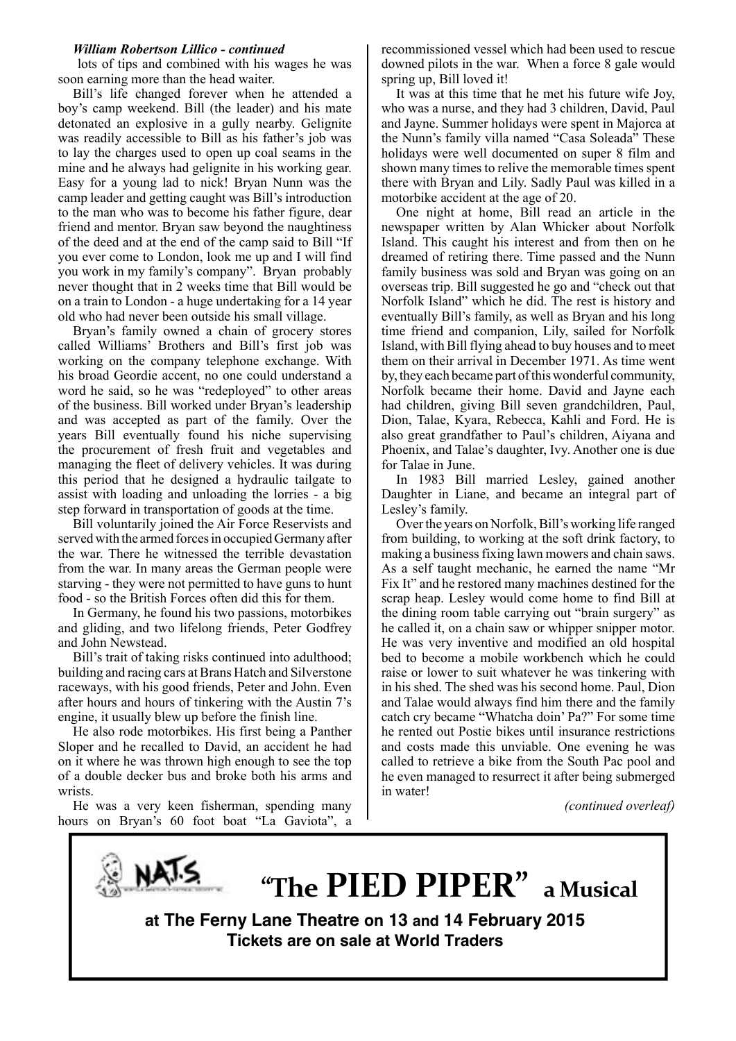***William Robertson Lillico - continued***

lots of tips and combined with his wages he was soon earning more than the head waiter.

Bill's life changed forever when he attended a boy's camp weekend. Bill (the leader) and his mate detonated an explosive in a gully nearby. Gelignite was readily accessible to Bill as his father's job was to lay the charges used to open up coal seams in the mine and he always had gelignite in his working gear. Easy for a young lad to nick! Bryan Nunn was the camp leader and getting caught was Bill's introduction to the man who was to become his father figure, dear friend and mentor. Bryan saw beyond the naughtiness of the deed and at the end of the camp said to Bill "If you ever come to London, look me up and I will find you work in my family's company". Bryan probably never thought that in 2 weeks time that Bill would be on a train to London - a huge undertaking for a 14 year old who had never been outside his small village.

Bryan's family owned a chain of grocery stores called Williams' Brothers and Bill's first job was working on the company telephone exchange. With his broad Geordie accent, no one could understand a word he said, so he was "redeployed" to other areas of the business. Bill worked under Bryan's leadership and was accepted as part of the family. Over the years Bill eventually found his niche supervising the procurement of fresh fruit and vegetables and managing the fleet of delivery vehicles. It was during this period that he designed a hydraulic tailgate to assist with loading and unloading the lorries - a big step forward in transportation of goods at the time.

Bill voluntarily joined the Air Force Reservists and served with the armed forces in occupied Germany after the war. There he witnessed the terrible devastation from the war. In many areas the German people were starving - they were not permitted to have guns to hunt food - so the British Forces often did this for them.

In Germany, he found his two passions, motorbikes and gliding, and two lifelong friends, Peter Godfrey and John Newstead.

Bill's trait of taking risks continued into adulthood; building and racing cars at Brans Hatch and Silverstone raceways, with his good friends, Peter and John. Even after hours and hours of tinkering with the Austin 7's engine, it usually blew up before the finish line.

He also rode motorbikes. His first being a Panther Sloper and he recalled to David, an accident he had on it where he was thrown high enough to see the top of a double decker bus and broke both his arms and wrists.

He was a very keen fisherman, spending many hours on Bryan's 60 foot boat "La Gaviota", a recommissioned vessel which had been used to rescue downed pilots in the war. When a force 8 gale would spring up, Bill loved it!

It was at this time that he met his future wife Joy, who was a nurse, and they had 3 children, David, Paul and Jayne. Summer holidays were spent in Majorca at the Nunn's family villa named "Casa Soleada" These holidays were well documented on super 8 film and shown many times to relive the memorable times spent there with Bryan and Lily. Sadly Paul was killed in a motorbike accident at the age of 20.

One night at home, Bill read an article in the newspaper written by Alan Whicker about Norfolk Island. This caught his interest and from then on he dreamed of retiring there. Time passed and the Nunn family business was sold and Bryan was going on an overseas trip. Bill suggested he go and "check out that Norfolk Island" which he did. The rest is history and eventually Bill's family, as well as Bryan and his long time friend and companion, Lily, sailed for Norfolk Island, with Bill flying ahead to buy houses and to meet them on their arrival in December 1971. As time went by, they each became part of this wonderful community, Norfolk became their home. David and Jayne each had children, giving Bill seven grandchildren, Paul, Dion, Talae, Kyara, Rebecca, Kahli and Ford. He is also great grandfather to Paul's children, Aiyana and Phoenix, and Talae's daughter, Ivy. Another one is due for Talae in June.

In 1983 Bill married Lesley, gained another Daughter in Liane, and became an integral part of Lesley's family.

Over the years on Norfolk, Bill's working life ranged from building, to working at the soft drink factory, to making a business fixing lawn mowers and chain saws. As a self taught mechanic, he earned the name "Mr Fix It" and he restored many machines destined for the scrap heap. Lesley would come home to find Bill at the dining room table carrying out "brain surgery" as he called it, on a chain saw or whipper snipper motor. He was very inventive and modified an old hospital bed to become a mobile workbench which he could raise or lower to suit whatever he was tinkering with in his shed. The shed was his second home. Paul, Dion and Talae would always find him there and the family catch cry became "Whatcha doin' Pa?" For some time he rented out Postie bikes until insurance restrictions and costs made this unviable. One evening he was called to retrieve a bike from the South Pac pool and he even managed to resurrect it after being submerged in water!

*(continued overleaf)*

---

NATS

## "The PIED PIPER" a Musical

**at The Ferny Lane Theatre on 13 and 14 February 2015**
**Tickets are on sale at World Traders**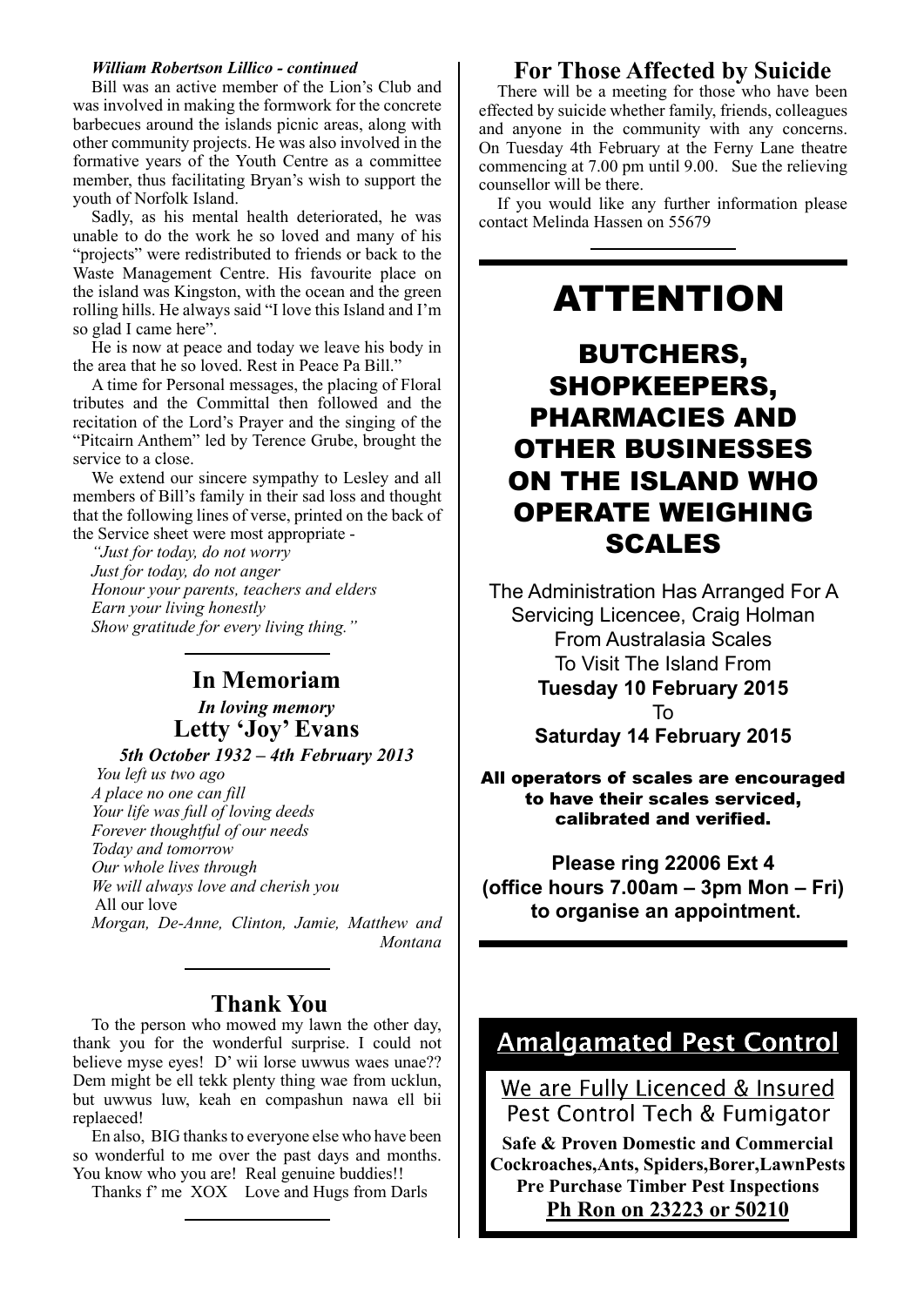***William Robertson Lillico - continued***

Bill was an active member of the Lion's Club and was involved in making the formwork for the concrete barbecues around the islands picnic areas, along with other community projects. He was also involved in the formative years of the Youth Centre as a committee member, thus facilitating Bryan's wish to support the youth of Norfolk Island.

Sadly, as his mental health deteriorated, he was unable to do the work he so loved and many of his "projects" were redistributed to friends or back to the Waste Management Centre. His favourite place on the island was Kingston, with the ocean and the green rolling hills. He always said "I love this Island and I'm so glad I came here".

He is now at peace and today we leave his body in the area that he so loved. Rest in Peace Pa Bill."

A time for Personal messages, the placing of Floral tributes and the Committal then followed and the recitation of the Lord's Prayer and the singing of the "Pitcairn Anthem" led by Terence Grube, brought the service to a close.

We extend our sincere sympathy to Lesley and all members of Bill's family in their sad loss and thought that the following lines of verse, printed on the back of the Service sheet were most appropriate -

*"Just for today, do not worry*
*Just for today, do not anger*
*Honour your parents, teachers and elders*
*Earn your living honestly*
*Show gratitude for every living thing."*

## In Memoriam

***In loving memory***

**Letty 'Joy' Evans**

***5th October 1932 – 4th February 2013***

*You left us two ago*
*A place no one can fill*
*Your life was full of loving deeds*
*Forever thoughtful of our needs*
*Today and tomorrow*
*Our whole lives through*
*We will always love and cherish you*
*All our love*
*Morgan, De-Anne, Clinton, Jamie, Matthew and Montana*

## Thank You

To the person who mowed my lawn the other day, thank you for the wonderful surprise. I could not believe myse eyes! D' wii lorse uwwus waes unae?? Dem might be ell tekk plenty thing wae from ucklun, but uwwus luw, keah en compashun nawa ell bii replaeced!

En also, BIG thanks to everyone else who have been so wonderful to me over the past days and months. You know who you are! Real genuine buddies!!

Thanks f' me XOX Love and Hugs from Darls

## For Those Affected by Suicide

There will be a meeting for those who have been effected by suicide whether family, friends, colleagues and anyone in the community with any concerns. On Tuesday 4th February at the Ferny Lane theatre commencing at 7.00 pm until 9.00. Sue the relieving counsellor will be there.

If you would like any further information please contact Melinda Hassen on 55679

# ATTENTION

## BUTCHERS, SHOPKEEPERS, PHARMACIES AND OTHER BUSINESSES ON THE ISLAND WHO OPERATE WEIGHING SCALES

The Administration Has Arranged For A Servicing Licencee, Craig Holman From Australasia Scales To Visit The Island From **Tuesday 10 February 2015** To **Saturday 14 February 2015**

**All operators of scales are encouraged to have their scales serviced, calibrated and verified.**

**Please ring 22006 Ext 4 (office hours 7.00am – 3pm Mon – Fri) to organise an appointment.**

## Amalgamated Pest Control

We are Fully Licenced & Insured
Pest Control Tech & Fumigator

**Safe & Proven Domestic and Commercial**
**Cockroaches,Ants, Spiders,Borer,LawnPests**
**Pre Purchase Timber Pest Inspections**
**Ph Ron on 23223 or 50210**